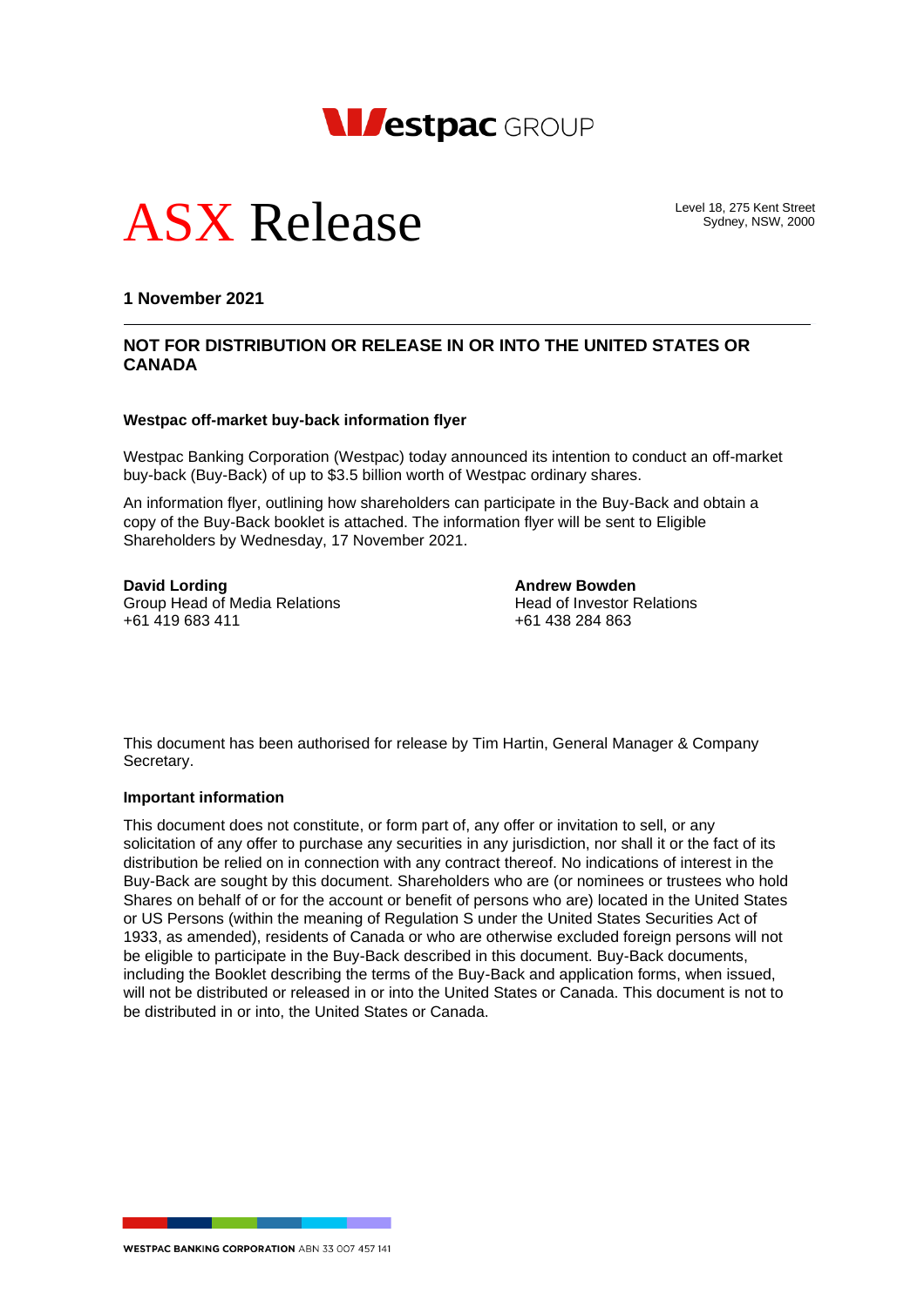Westpac GROUP

# ASX Release

Level 18, 275 Kent Street
Sydney, NSW, 2000

**1 November 2021**

---

**NOT FOR DISTRIBUTION OR RELEASE IN OR INTO THE UNITED STATES OR CANADA**

**Westpac off-market buy-back information flyer**

Westpac Banking Corporation (Westpac) today announced its intention to conduct an off-market buy-back (Buy-Back) of up to $3.5 billion worth of Westpac ordinary shares.

An information flyer, outlining how shareholders can participate in the Buy-Back and obtain a copy of the Buy-Back booklet is attached. The information flyer will be sent to Eligible Shareholders by Wednesday, 17 November 2021.

**David Lording**
Group Head of Media Relations
+61 419 683 411

**Andrew Bowden**
Head of Investor Relations
+61 438 284 863

This document has been authorised for release by Tim Hartin, General Manager & Company Secretary.

**Important information**

This document does not constitute, or form part of, any offer or invitation to sell, or any solicitation of any offer to purchase any securities in any jurisdiction, nor shall it or the fact of its distribution be relied on in connection with any contract thereof. No indications of interest in the Buy-Back are sought by this document. Shareholders who are (or nominees or trustees who hold Shares on behalf of or for the account or benefit of persons who are) located in the United States or US Persons (within the meaning of Regulation S under the United States Securities Act of 1933, as amended), residents of Canada or who are otherwise excluded foreign persons will not be eligible to participate in the Buy-Back described in this document. Buy-Back documents, including the Booklet describing the terms of the Buy-Back and application forms, when issued, will not be distributed or released in or into the United States or Canada. This document is not to be distributed in or into, the United States or Canada.

WESTPAC BANKING CORPORATION ABN 33 007 457 141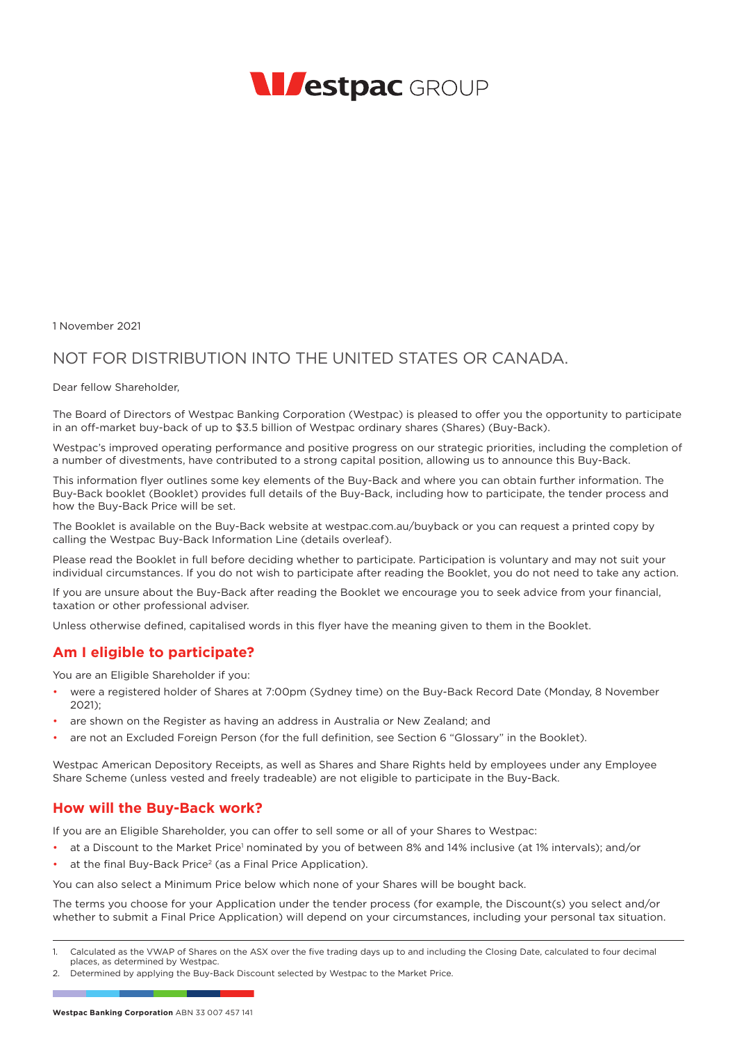# Westpac GROUP

1 November 2021

NOT FOR DISTRIBUTION INTO THE UNITED STATES OR CANADA.

Dear fellow Shareholder,

The Board of Directors of Westpac Banking Corporation (Westpac) is pleased to offer you the opportunity to participate in an off-market buy-back of up to $3.5 billion of Westpac ordinary shares (Shares) (Buy-Back).

Westpac's improved operating performance and positive progress on our strategic priorities, including the completion of a number of divestments, have contributed to a strong capital position, allowing us to announce this Buy-Back.

This information flyer outlines some key elements of the Buy-Back and where you can obtain further information. The Buy-Back booklet (Booklet) provides full details of the Buy-Back, including how to participate, the tender process and how the Buy-Back Price will be set.

The Booklet is available on the Buy-Back website at westpac.com.au/buyback or you can request a printed copy by calling the Westpac Buy-Back Information Line (details overleaf).

Please read the Booklet in full before deciding whether to participate. Participation is voluntary and may not suit your individual circumstances. If you do not wish to participate after reading the Booklet, you do not need to take any action.

If you are unsure about the Buy-Back after reading the Booklet we encourage you to seek advice from your financial, taxation or other professional adviser.

Unless otherwise defined, capitalised words in this flyer have the meaning given to them in the Booklet.

## Am I eligible to participate?

You are an Eligible Shareholder if you:

- were a registered holder of Shares at 7:00pm (Sydney time) on the Buy-Back Record Date (Monday, 8 November 2021);
- are shown on the Register as having an address in Australia or New Zealand; and
- are not an Excluded Foreign Person (for the full definition, see Section 6 "Glossary" in the Booklet).

Westpac American Depository Receipts, as well as Shares and Share Rights held by employees under any Employee Share Scheme (unless vested and freely tradeable) are not eligible to participate in the Buy-Back.

## How will the Buy-Back work?

If you are an Eligible Shareholder, you can offer to sell some or all of your Shares to Westpac:

- at a Discount to the Market Price[1] nominated by you of between 8% and 14% inclusive (at 1% intervals); and/or
- at the final Buy-Back Price[2] (as a Final Price Application).

You can also select a Minimum Price below which none of your Shares will be bought back.

The terms you choose for your Application under the tender process (for example, the Discount(s) you select and/or whether to submit a Final Price Application) will depend on your circumstances, including your personal tax situation.

1. Calculated as the VWAP of Shares on the ASX over the five trading days up to and including the Closing Date, calculated to four decimal places, as determined by Westpac.
2. Determined by applying the Buy-Back Discount selected by Westpac to the Market Price.

**Westpac Banking Corporation** ABN 33 007 457 141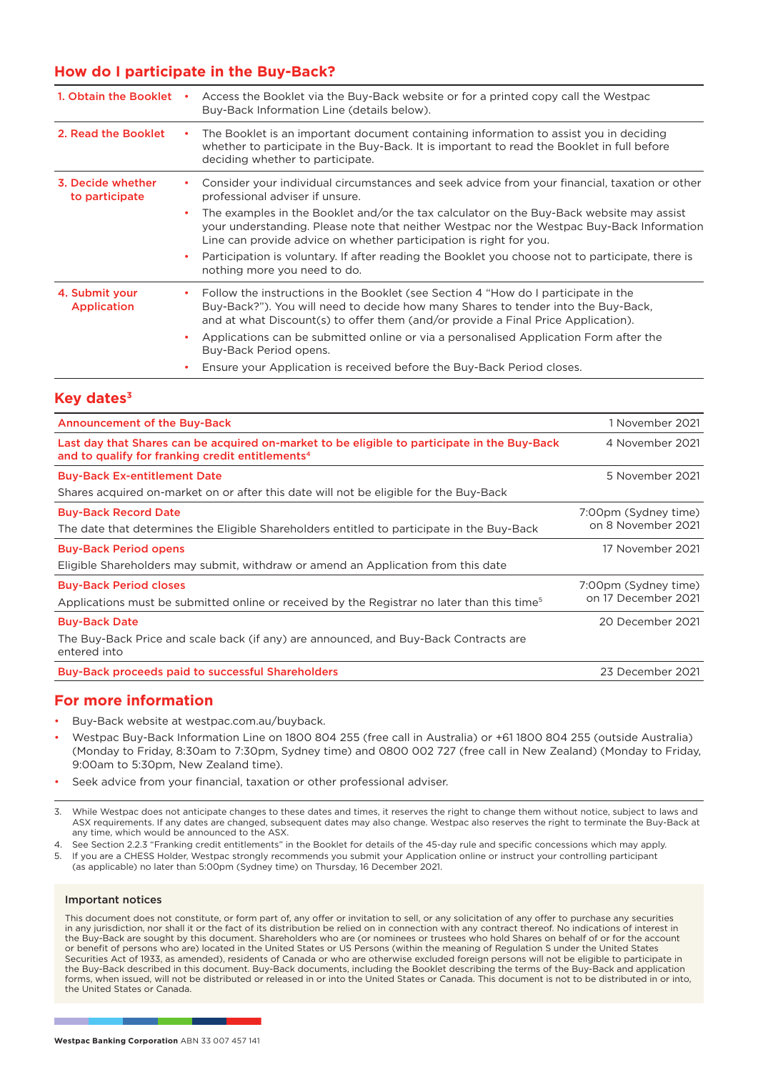## How do I participate in the Buy-Back?

| | |
|---|---|
| 1. Obtain the Booklet | • Access the Booklet via the Buy-Back website or for a printed copy call the Westpac Buy-Back Information Line (details below). |
| 2. Read the Booklet | • The Booklet is an important document containing information to assist you in deciding whether to participate in the Buy-Back. It is important to read the Booklet in full before deciding whether to participate. |
| 3. Decide whether to participate | • Consider your individual circumstances and seek advice from your financial, taxation or other professional adviser if unsure. • The examples in the Booklet and/or the tax calculator on the Buy-Back website may assist your understanding. Please note that neither Westpac nor the Westpac Buy-Back Information Line can provide advice on whether participation is right for you. • Participation is voluntary. If after reading the Booklet you choose not to participate, there is nothing more you need to do. |
| 4. Submit your Application | • Follow the instructions in the Booklet (see Section 4 "How do I participate in the Buy-Back?"). You will need to decide how many Shares to tender into the Buy-Back, and at what Discount(s) to offer them (and/or provide a Final Price Application). • Applications can be submitted online or via a personalised Application Form after the Buy-Back Period opens. • Ensure your Application is received before the Buy-Back Period closes. |

## Key dates[3]

| | |
|---|---|
| **Announcement of the Buy-Back** | 1 November 2021 |
| **Last day that Shares can be acquired on-market to be eligible to participate in the Buy-Back and to qualify for franking credit entitlements[4]** | 4 November 2021 |
| **Buy-Back Ex-entitlement Date** Shares acquired on-market on or after this date will not be eligible for the Buy-Back | 5 November 2021 |
| **Buy-Back Record Date** The date that determines the Eligible Shareholders entitled to participate in the Buy-Back | 7:00pm (Sydney time) on 8 November 2021 |
| **Buy-Back Period opens** Eligible Shareholders may submit, withdraw or amend an Application from this date | 17 November 2021 |
| **Buy-Back Period closes** Applications must be submitted online or received by the Registrar no later than this time[5] | 7:00pm (Sydney time) on 17 December 2021 |
| **Buy-Back Date** The Buy-Back Price and scale back (if any) are announced, and Buy-Back Contracts are entered into | 20 December 2021 |
| **Buy-Back proceeds paid to successful Shareholders** | 23 December 2021 |

## For more information

- Buy-Back website at westpac.com.au/buyback.
- Westpac Buy-Back Information Line on 1800 804 255 (free call in Australia) or +61 1800 804 255 (outside Australia) (Monday to Friday, 8:30am to 7:30pm, Sydney time) and 0800 002 727 (free call in New Zealand) (Monday to Friday, 9:00am to 5:30pm, New Zealand time).
- Seek advice from your financial, taxation or other professional adviser.

3. While Westpac does not anticipate changes to these dates and times, it reserves the right to change them without notice, subject to laws and ASX requirements. If any dates are changed, subsequent dates may also change. Westpac also reserves the right to terminate the Buy-Back at any time, which would be announced to the ASX.
4. See Section 2.2.3 "Franking credit entitlements" in the Booklet for details of the 45-day rule and specific concessions which may apply.
5. If you are a CHESS Holder, Westpac strongly recommends you submit your Application online or instruct your controlling participant (as applicable) no later than 5:00pm (Sydney time) on Thursday, 16 December 2021.

### Important notices

This document does not constitute, or form part of, any offer or invitation to sell, or any solicitation of any offer to purchase any securities in any jurisdiction, nor shall it or the fact of its distribution be relied on in connection with any contract thereof. No indications of interest in the Buy-Back are sought by this document. Shareholders who are (or nominees or trustees who hold Shares on behalf of or for the account or benefit of persons who are) located in the United States or US Persons (within the meaning of Regulation S under the United States Securities Act of 1933, as amended), residents of Canada or who are otherwise excluded foreign persons will not be eligible to participate in the Buy-Back described in this document. Buy-Back documents, including the Booklet describing the terms of the Buy-Back and application forms, when issued, will not be distributed or released in or into the United States or Canada. This document is not to be distributed in or into, the United States or Canada.

**Westpac Banking Corporation** ABN 33 007 457 141